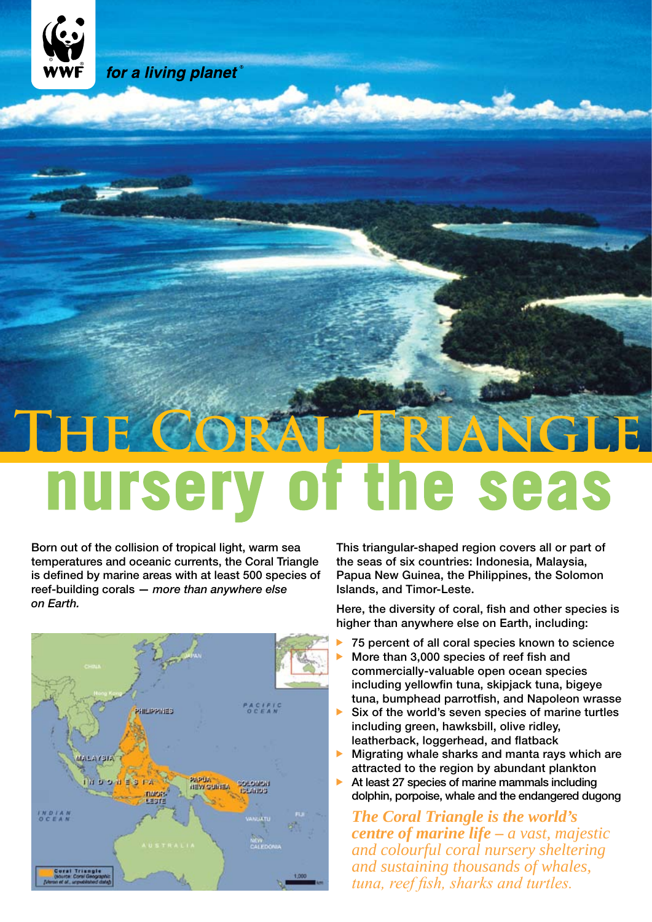WWF *for a living planet®*

# The Coral Triangle

## nursery of the seas

Born out of the collision of tropical light, warm sea temperatures and oceanic currents, the Coral Triangle is defined by marine areas with at least 500 species of reef-building corals — *more than anywhere else on Earth.*

This triangular-shaped region covers all or part of the seas of six countries: Indonesia, Malaysia, Papua New Guinea, the Philippines, the Solomon Islands, and Timor-Leste.

Here, the diversity of coral, fish and other species is higher than anywhere else on Earth, including:

- 75 percent of all coral species known to science
- More than 3,000 species of reef fish and commercially-valuable open ocean species including yellowfin tuna, skipjack tuna, bigeye tuna, bumphead parrotfish, and Napoleon wrasse
- Six of the world's seven species of marine turtles including green, hawksbill, olive ridley, leatherback, loggerhead, and flatback
- Migrating whale sharks and manta rays which are attracted to the region by abundant plankton
- At least 27 species of marine mammals including dolphin, porpoise, whale and the endangered dugong

***The Coral Triangle is the world's centre of marine life** – a vast, majestic and colourful coral nursery sheltering and sustaining thousands of whales, tuna, reef fish, sharks and turtles.*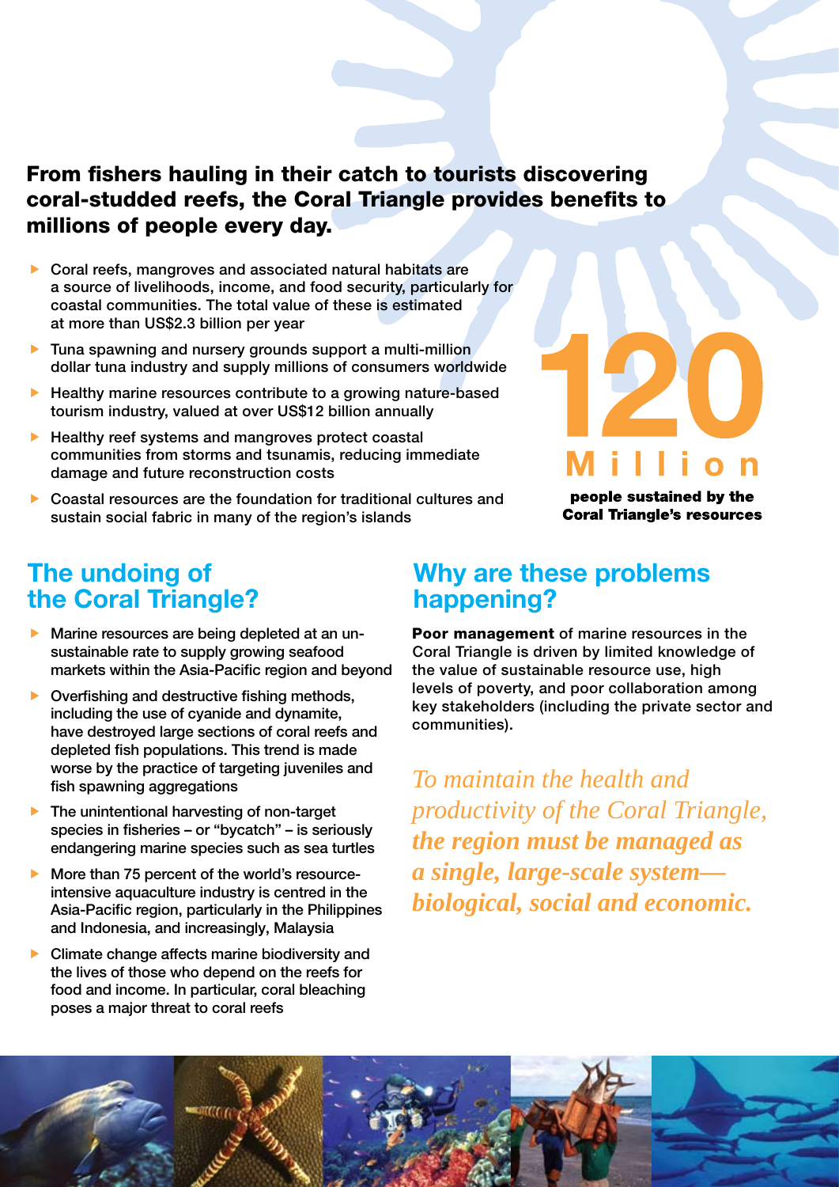**From fishers hauling in their catch to tourists discovering coral-studded reefs, the Coral Triangle provides benefits to millions of people every day.**

- Coral reefs, mangroves and associated natural habitats are a source of livelihoods, income, and food security, particularly for coastal communities. The total value of these is estimated at more than US$2.3 billion per year
- Tuna spawning and nursery grounds support a multi-million dollar tuna industry and supply millions of consumers worldwide
- Healthy marine resources contribute to a growing nature-based tourism industry, valued at over US$12 billion annually
- Healthy reef systems and mangroves protect coastal communities from storms and tsunamis, reducing immediate damage and future reconstruction costs
- Coastal resources are the foundation for traditional cultures and sustain social fabric in many of the region's islands

**120 Million**

**people sustained by the Coral Triangle's resources**

## The undoing of the Coral Triangle?

- Marine resources are being depleted at an unsustainable rate to supply growing seafood markets within the Asia-Pacific region and beyond
- Overfishing and destructive fishing methods, including the use of cyanide and dynamite, have destroyed large sections of coral reefs and depleted fish populations. This trend is made worse by the practice of targeting juveniles and fish spawning aggregations
- The unintentional harvesting of non-target species in fisheries – or "bycatch" – is seriously endangering marine species such as sea turtles
- More than 75 percent of the world's resource-intensive aquaculture industry is centred in the Asia-Pacific region, particularly in the Philippines and Indonesia, and increasingly, Malaysia
- Climate change affects marine biodiversity and the lives of those who depend on the reefs for food and income. In particular, coral bleaching poses a major threat to coral reefs

## Why are these problems happening?

**Poor management** of marine resources in the Coral Triangle is driven by limited knowledge of the value of sustainable resource use, high levels of poverty, and poor collaboration among key stakeholders (including the private sector and communities).

*To maintain the health and productivity of the Coral Triangle,* ***the region must be managed as a single, large-scale system— biological, social and economic.***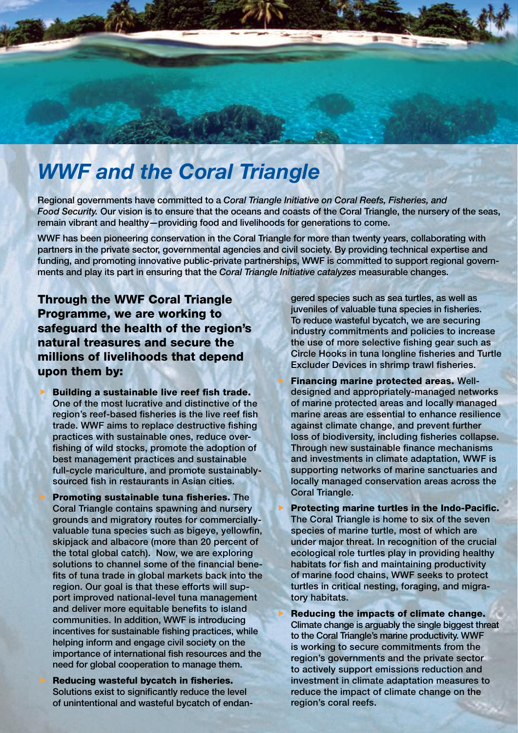# *WWF and the Coral Triangle*

Regional governments have committed to a *Coral Triangle Initiative on Coral Reefs, Fisheries, and Food Security.* Our vision is to ensure that the oceans and coasts of the Coral Triangle, the nursery of the seas, remain vibrant and healthy—providing food and livelihoods for generations to come.

WWF has been pioneering conservation in the Coral Triangle for more than twenty years, collaborating with partners in the private sector, governmental agencies and civil society. By providing technical expertise and funding, and promoting innovative public-private partnerships, WWF is committed to support regional governments and play its part in ensuring that the *Coral Triangle Initiative catalyzes* measurable changes.

## Through the WWF Coral Triangle Programme, we are working to safeguard the health of the region's natural treasures and secure the millions of livelihoods that depend upon them by:

- **Building a sustainable live reef fish trade.** One of the most lucrative and distinctive of the region's reef-based fisheries is the live reef fish trade. WWF aims to replace destructive fishing practices with sustainable ones, reduce overfishing of wild stocks, promote the adoption of best management practices and sustainable full-cycle mariculture, and promote sustainably-sourced fish in restaurants in Asian cities.

- **Promoting sustainable tuna fisheries.** The Coral Triangle contains spawning and nursery grounds and migratory routes for commercially-valuable tuna species such as bigeye, yellowfin, skipjack and albacore (more than 20 percent of the total global catch). Now, we are exploring solutions to channel some of the financial benefits of tuna trade in global markets back into the region. Our goal is that these efforts will support improved national-level tuna management and deliver more equitable benefits to island communities. In addition, WWF is introducing incentives for sustainable fishing practices, while helping inform and engage civil society on the importance of international fish resources and the need for global cooperation to manage them.

- **Reducing wasteful bycatch in fisheries.** Solutions exist to significantly reduce the level of unintentional and wasteful bycatch of endangered species such as sea turtles, as well as juveniles of valuable tuna species in fisheries. To reduce wasteful bycatch, we are securing industry commitments and policies to increase the use of more selective fishing gear such as Circle Hooks in tuna longline fisheries and Turtle Excluder Devices in shrimp trawl fisheries.

- **Financing marine protected areas.** Well-designed and appropriately-managed networks of marine protected areas and locally managed marine areas are essential to enhance resilience against climate change, and prevent further loss of biodiversity, including fisheries collapse. Through new sustainable finance mechanisms and investments in climate adaptation, WWF is supporting networks of marine sanctuaries and locally managed conservation areas across the Coral Triangle.

- **Protecting marine turtles in the Indo-Pacific.** The Coral Triangle is home to six of the seven species of marine turtle, most of which are under major threat. In recognition of the crucial ecological role turtles play in providing healthy habitats for fish and maintaining productivity of marine food chains, WWF seeks to protect turtles in critical nesting, foraging, and migratory habitats.

- **Reducing the impacts of climate change.** Climate change is arguably the single biggest threat to the Coral Triangle's marine productivity. WWF is working to secure commitments from the region's governments and the private sector to actively support emissions reduction and investment in climate adaptation measures to reduce the impact of climate change on the region's coral reefs.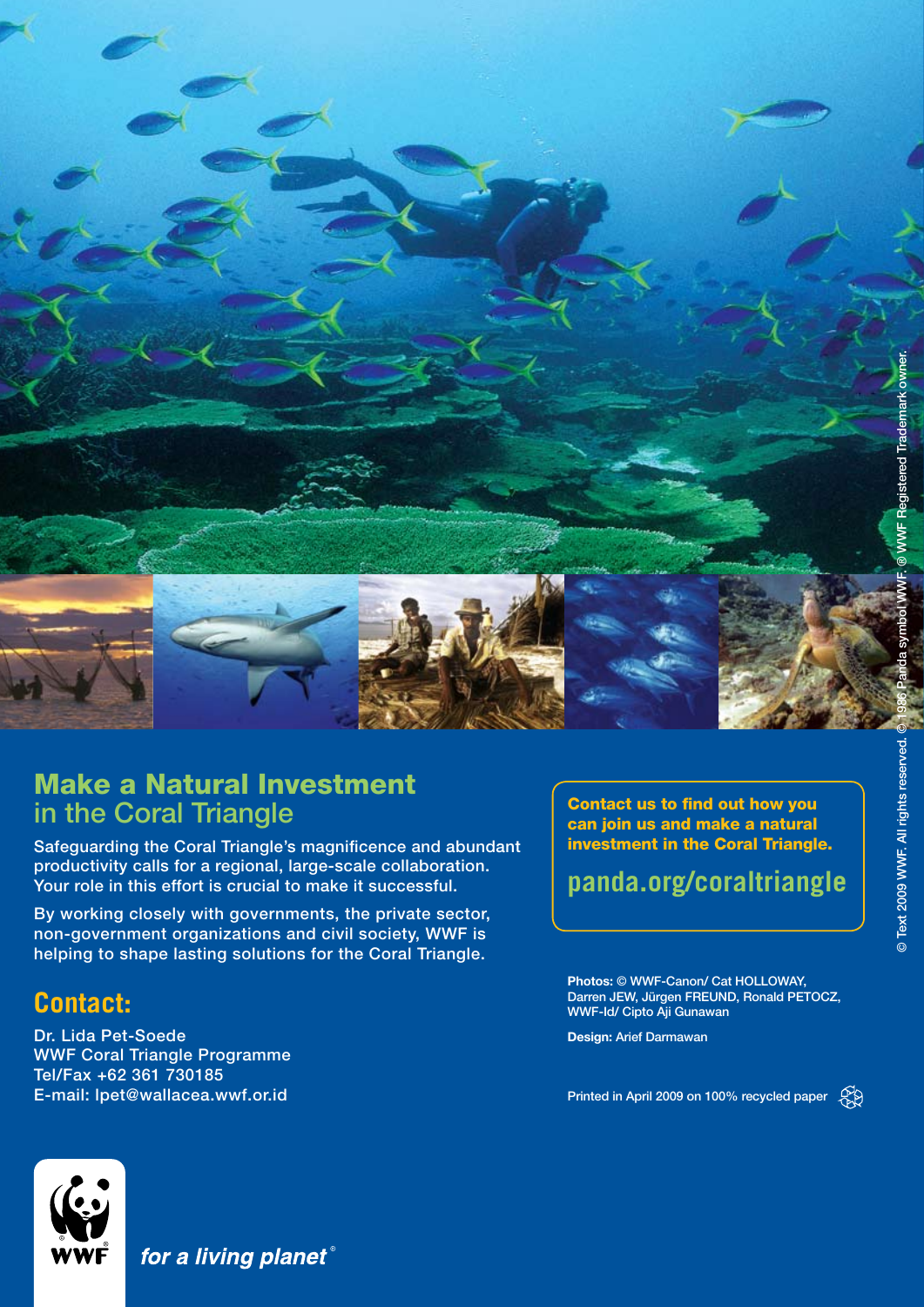## Make a Natural Investment in the Coral Triangle

Safeguarding the Coral Triangle's magnificence and abundant productivity calls for a regional, large-scale collaboration. Your role in this effort is crucial to make it successful.

By working closely with governments, the private sector, non-government organizations and civil society, WWF is helping to shape lasting solutions for the Coral Triangle.

## Contact:

Dr. Lida Pet-Soede
WWF Coral Triangle Programme
Tel/Fax +62 361 730185
E-mail: lpet@wallacea.wwf.or.id

**Contact us to find out how you can join us and make a natural investment in the Coral Triangle.**

**panda.org/coraltriangle**

**Photos:** © WWF-Canon/ Cat HOLLOWAY, Darren JEW, Jürgen FREUND, Ronald PETOCZ, WWF-Id/ Cipto Aji Gunawan

**Design:** Arief Darmawan

Printed in April 2009 on 100% recycled paper

© Text 2009 WWF. All rights reserved. © 1986 Panda symbol WWF. ® WWF Registered Trademark owner.

WWF

*for a living planet®*